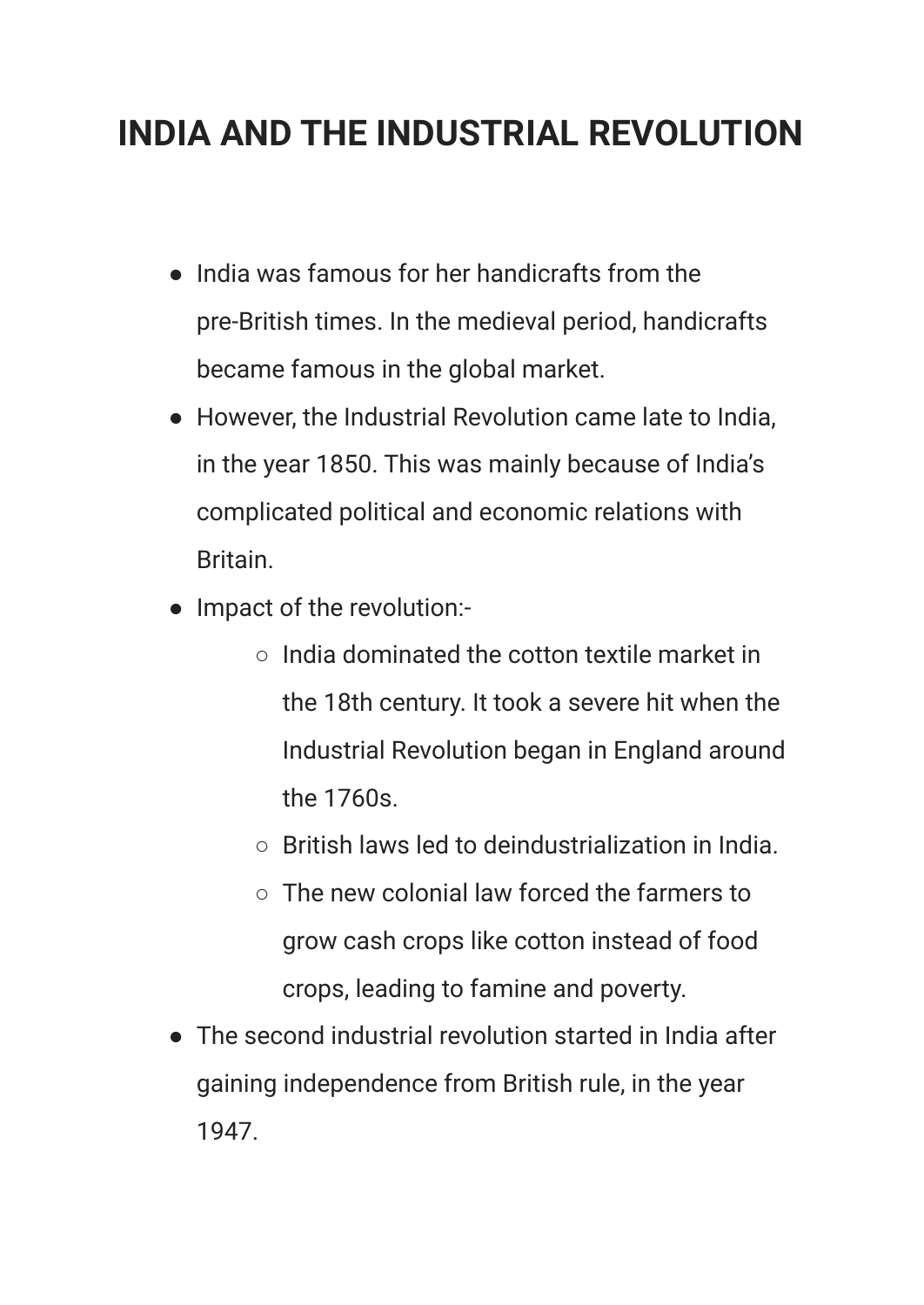# INDIA AND THE INDUSTRIAL REVOLUTION

- India was famous for her handicrafts from the pre-British times. In the medieval period, handicrafts became famous in the global market.
- However, the Industrial Revolution came late to India, in the year 1850. This was mainly because of India's complicated political and economic relations with Britain.
- Impact of the revolution:-
  - India dominated the cotton textile market in the 18th century. It took a severe hit when the Industrial Revolution began in England around the 1760s.
  - British laws led to deindustrialization in India.
  - The new colonial law forced the farmers to grow cash crops like cotton instead of food crops, leading to famine and poverty.
- The second industrial revolution started in India after gaining independence from British rule, in the year 1947.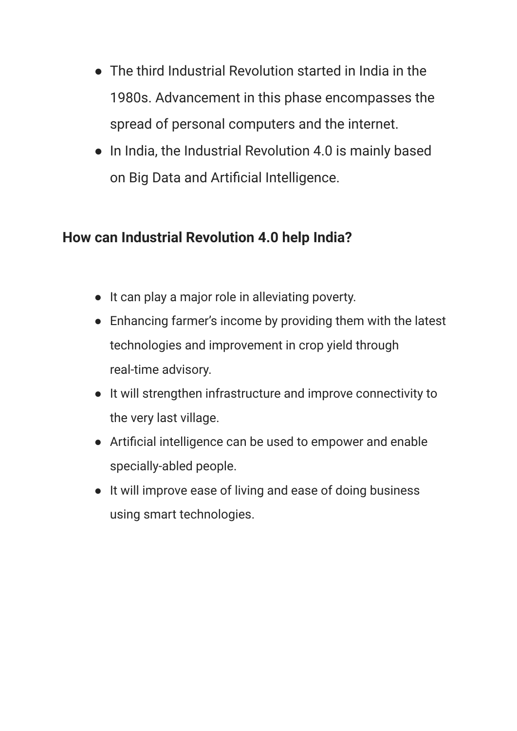- The third Industrial Revolution started in India in the 1980s. Advancement in this phase encompasses the spread of personal computers and the internet.
- In India, the Industrial Revolution 4.0 is mainly based on Big Data and Artificial Intelligence.

## How can Industrial Revolution 4.0 help India?

- It can play a major role in alleviating poverty.
- Enhancing farmer's income by providing them with the latest technologies and improvement in crop yield through real-time advisory.
- It will strengthen infrastructure and improve connectivity to the very last village.
- Artificial intelligence can be used to empower and enable specially-abled people.
- It will improve ease of living and ease of doing business using smart technologies.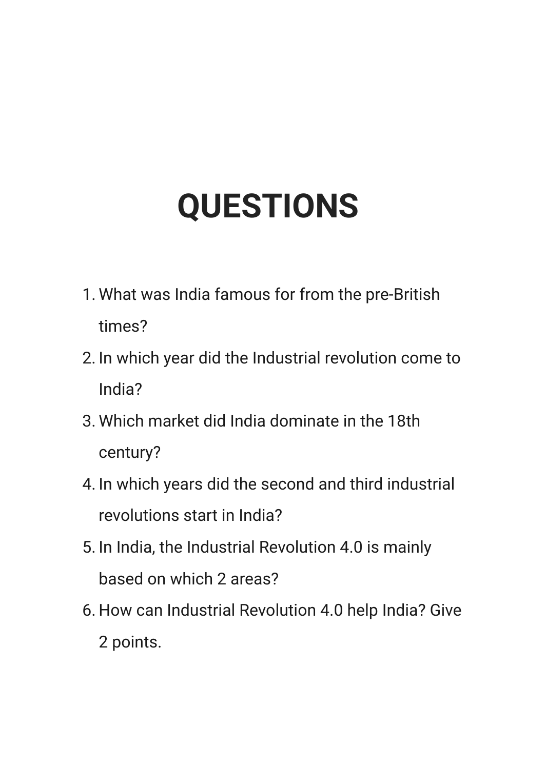# QUESTIONS

1. What was India famous for from the pre-British times?
2. In which year did the Industrial revolution come to India?
3. Which market did India dominate in the 18th century?
4. In which years did the second and third industrial revolutions start in India?
5. In India, the Industrial Revolution 4.0 is mainly based on which 2 areas?
6. How can Industrial Revolution 4.0 help India? Give 2 points.